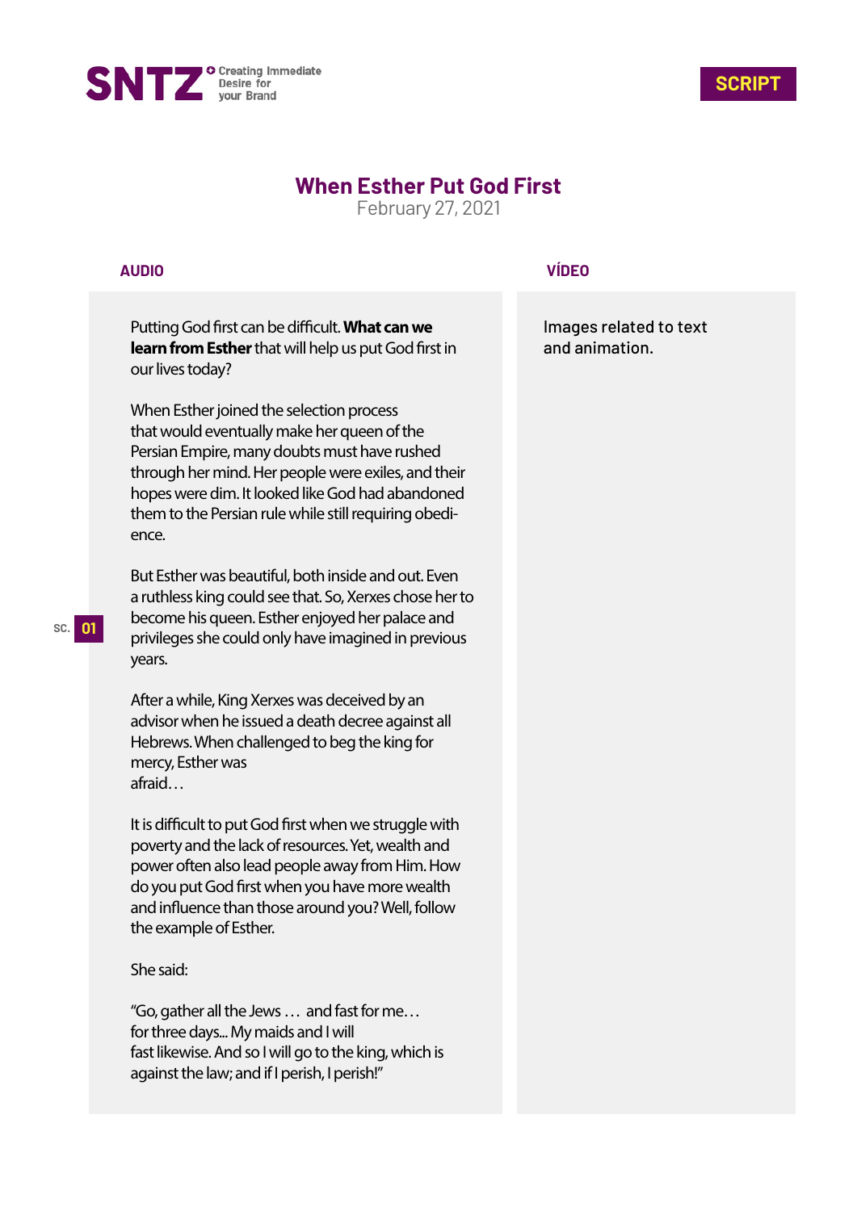SNTZ Creating Immediate Desire for your Brand

**SCRIPT**

# When Esther Put God First

February 27, 2021

| AUDIO | VÍDEO |
| --- | --- |
| Putting God first can be difficult. **What can we learn from Esther** that will help us put God first in our lives today? | Images related to text and animation. |

SC. 01

**AUDIO**

Putting God first can be difficult. **What can we learn from Esther** that will help us put God first in our lives today?

When Esther joined the selection process that would eventually make her queen of the Persian Empire, many doubts must have rushed through her mind. Her people were exiles, and their hopes were dim. It looked like God had abandoned them to the Persian rule while still requiring obedience.

But Esther was beautiful, both inside and out. Even a ruthless king could see that. So, Xerxes chose her to become his queen. Esther enjoyed her palace and privileges she could only have imagined in previous years.

After a while, King Xerxes was deceived by an advisor when he issued a death decree against all Hebrews. When challenged to beg the king for mercy, Esther was afraid…

It is difficult to put God first when we struggle with poverty and the lack of resources. Yet, wealth and power often also lead people away from Him. How do you put God first when you have more wealth and influence than those around you? Well, follow the example of Esther.

She said:

"Go, gather all the Jews … and fast for me… for three days... My maids and I will fast likewise. And so I will go to the king, which is against the law; and if I perish, I perish!"

**VÍDEO**

Images related to text and animation.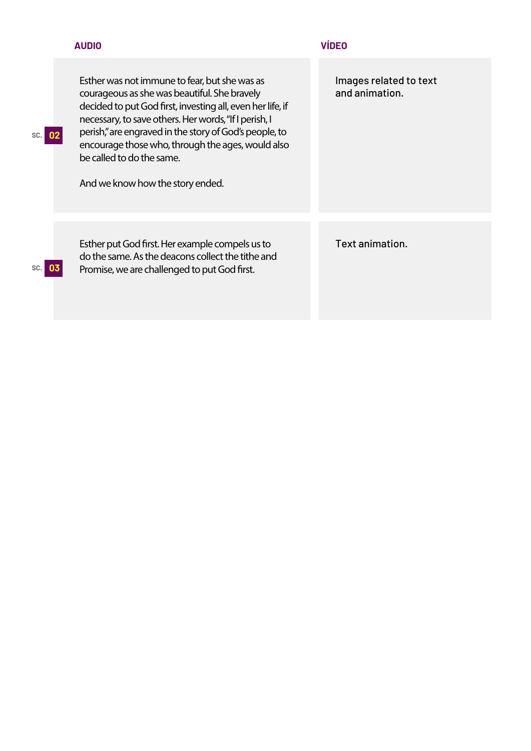| SC. | AUDIO | VÍDEO |
| --- | --- | --- |
| SC. 02 | Esther was not immune to fear, but she was as courageous as she was beautiful. She bravely decided to put God first, investing all, even her life, if necessary, to save others. Her words, "If I perish, I perish," are engraved in the story of God's people, to encourage those who, through the ages, would also be called to do the same.<br><br>And we know how the story ended. | Images related to text and animation. |
| SC. 03 | Esther put God first. Her example compels us to do the same. As the deacons collect the tithe and Promise, we are challenged to put God first. | Text animation. |